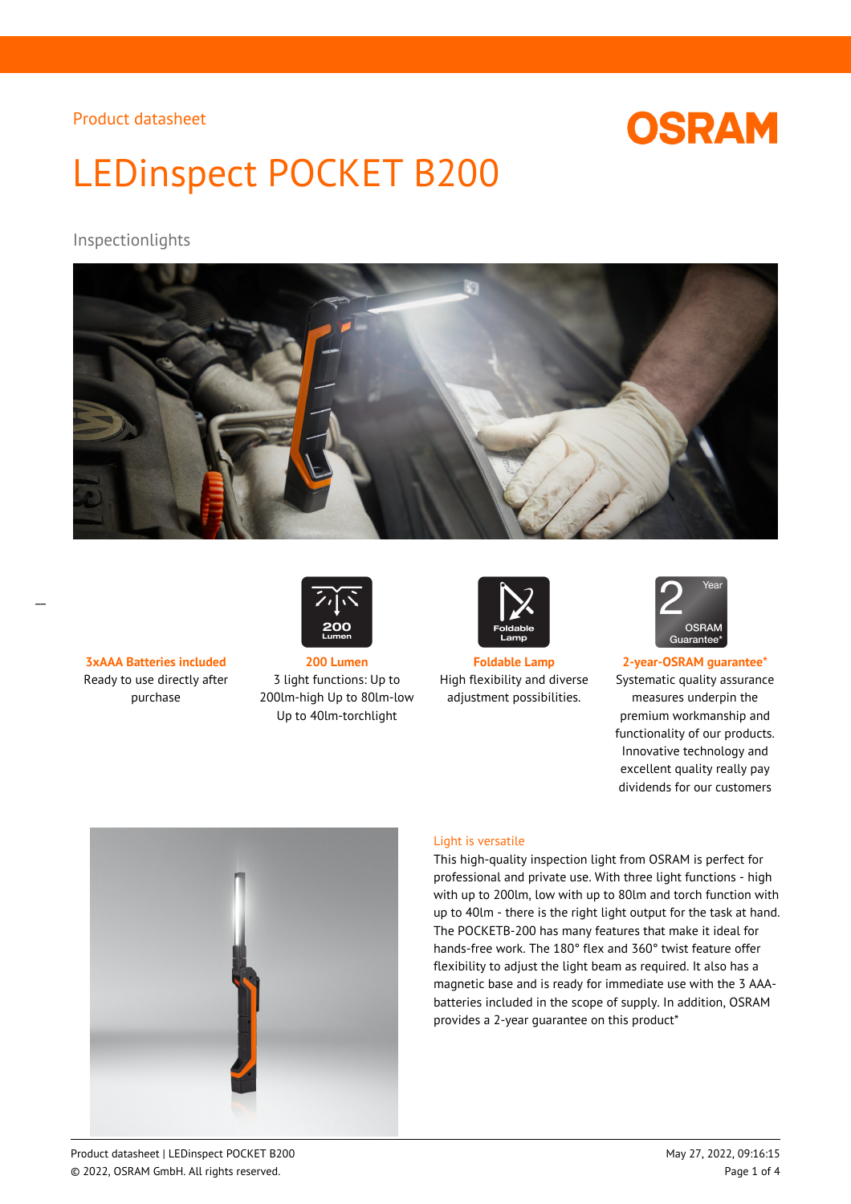Product datasheet

# LEDinspect POCKET B200

## Inspectionlights

**3xAAA Batteries included**
Ready to use directly after purchase

**200 Lumen**
3 light functions: Up to 200lm-high Up to 80lm-low Up to 40lm-torchlight

**Foldable Lamp**
High flexibility and diverse adjustment possibilities.

**2-year-OSRAM guarantee***
Systematic quality assurance measures underpin the premium workmanship and functionality of our products. Innovative technology and excellent quality really pay dividends for our customers

### Light is versatile

This high-quality inspection light from OSRAM is perfect for professional and private use. With three light functions - high with up to 200lm, low with up to 80lm and torch function with up to 40lm - there is the right light output for the task at hand. The POCKETB-200 has many features that make it ideal for hands-free work. The 180° flex and 360° twist feature offer flexibility to adjust the light beam as required. It also has a magnetic base and is ready for immediate use with the 3 AAA-batteries included in the scope of supply. In addition, OSRAM provides a 2-year guarantee on this product*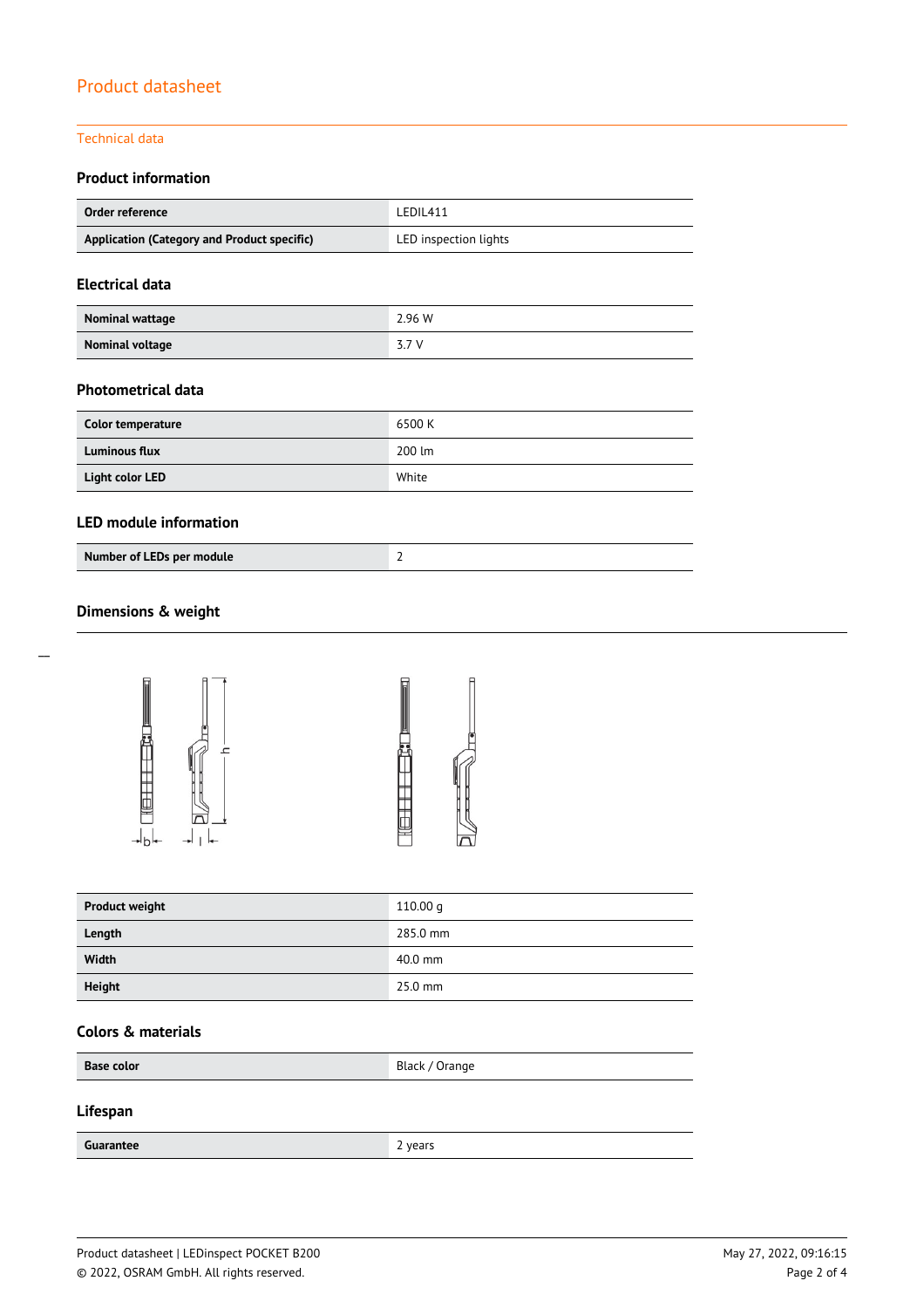# Product datasheet

## Technical data

### Product information

| Order reference | LEDIL411 |
|---|---|
| Application (Category and Product specific) | LED inspection lights |

### Electrical data

| Nominal wattage | 2.96 W |
|---|---|
| Nominal voltage | 3.7 V |

### Photometrical data

| Color temperature | 6500 K |
|---|---|
| Luminous flux | 200 lm |
| Light color LED | White |

### LED module information

| Number of LEDs per module | 2 |
|---|---|

### Dimensions & weight

| Product weight | 110.00 g |
|---|---|
| Length | 285.0 mm |
| Width | 40.0 mm |
| Height | 25.0 mm |

### Colors & materials

| Base color | Black / Orange |
|---|---|

### Lifespan

| Guarantee | 2 years |
|---|---|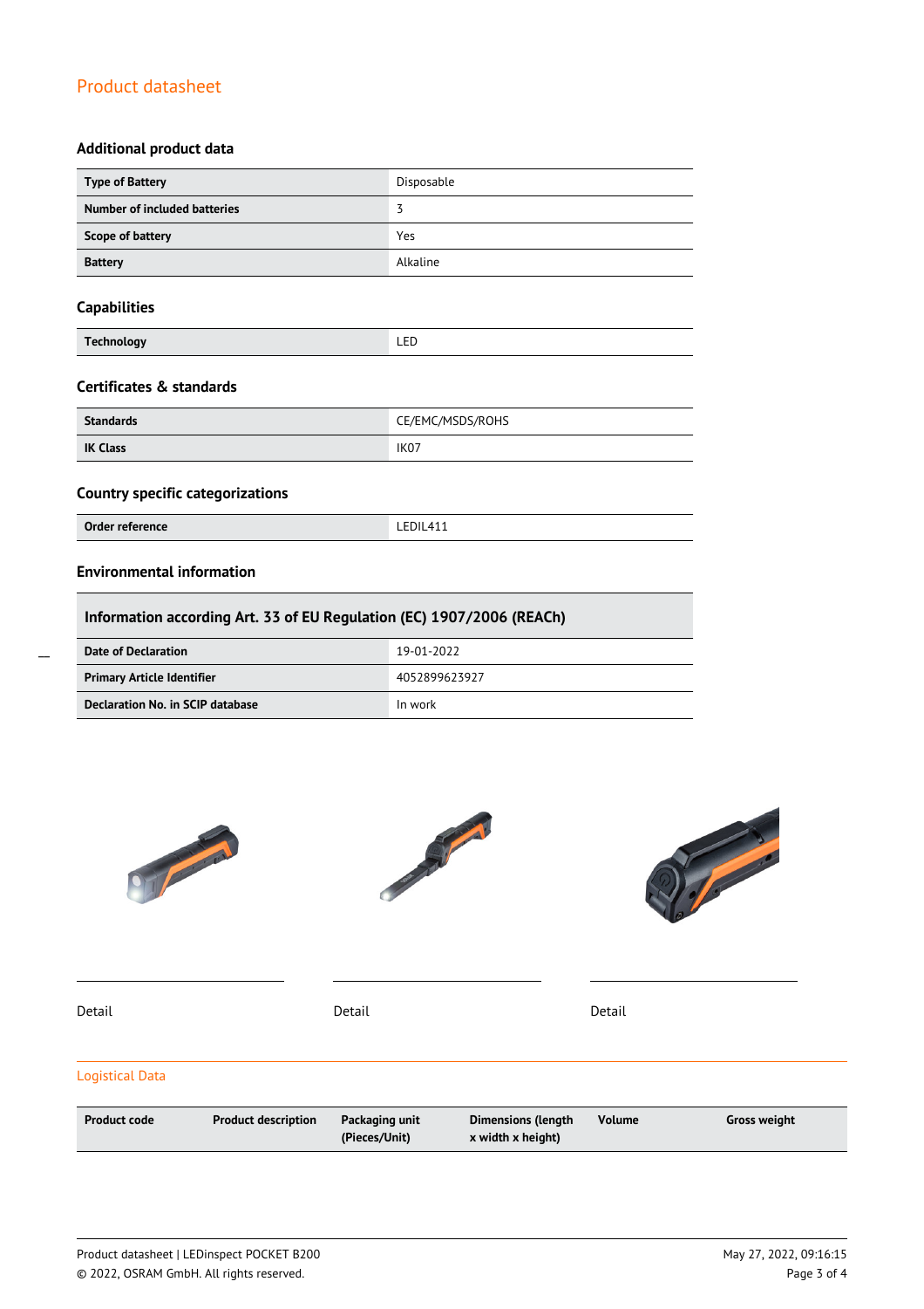## Additional product data

| Type of Battery | Disposable |
|---|---|
| Number of included batteries | 3 |
| Scope of battery | Yes |
| Battery | Alkaline |

## Capabilities

| Technology | LED |
|---|---|

## Certificates & standards

| Standards | CE/EMC/MSDS/ROHS |
|---|---|
| IK Class | IK07 |

## Country specific categorizations

| Order reference | LEDIL411 |
|---|---|

## Environmental information

| Information according Art. 33 of EU Regulation (EC) 1907/2006 (REACh) | |
|---|---|
| Date of Declaration | 19-01-2022 |
| Primary Article Identifier | 4052899623927 |
| Declaration No. in SCIP database | In work |

Detail

Detail

Detail

## Logistical Data

| Product code | Product description | Packaging unit (Pieces/Unit) | Dimensions (length x width x height) | Volume | Gross weight |
|---|---|---|---|---|---|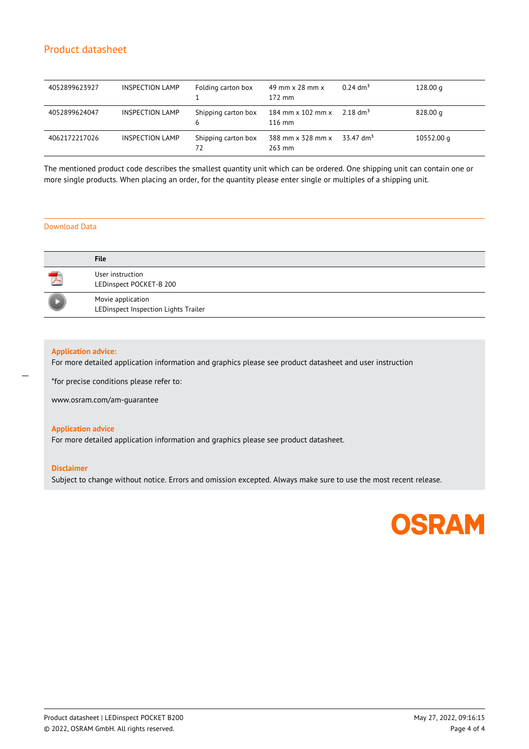| | | | | | |
|---|---|---|---|---|---|
| 4052899623927 | INSPECTION LAMP | Folding carton box 1 | 49 mm x 28 mm x 172 mm | 0.24 dm³ | 128.00 g |
| 4052899624047 | INSPECTION LAMP | Shipping carton box 6 | 184 mm x 102 mm x 116 mm | 2.18 dm³ | 828.00 g |
| 4062172217026 | INSPECTION LAMP | Shipping carton box 72 | 388 mm x 328 mm x 263 mm | 33.47 dm³ | 10552.00 g |

The mentioned product code describes the smallest quantity unit which can be ordered. One shipping unit can contain one or more single products. When placing an order, for the quantity please enter single or multiples of a shipping unit.

## Download Data

| | File |
|---|---|
| | User instruction<br>LEDinspect POCKET-B 200 |
| | Movie application<br>LEDinspect Inspection Lights Trailer |

**Application advice:**
For more detailed application information and graphics please see product datasheet and user instruction

*for precise conditions please refer to:

www.osram.com/am-guarantee

**Application advice**
For more detailed application information and graphics please see product datasheet.

**Disclaimer**
Subject to change without notice. Errors and omission excepted. Always make sure to use the most recent release.

OSRAM